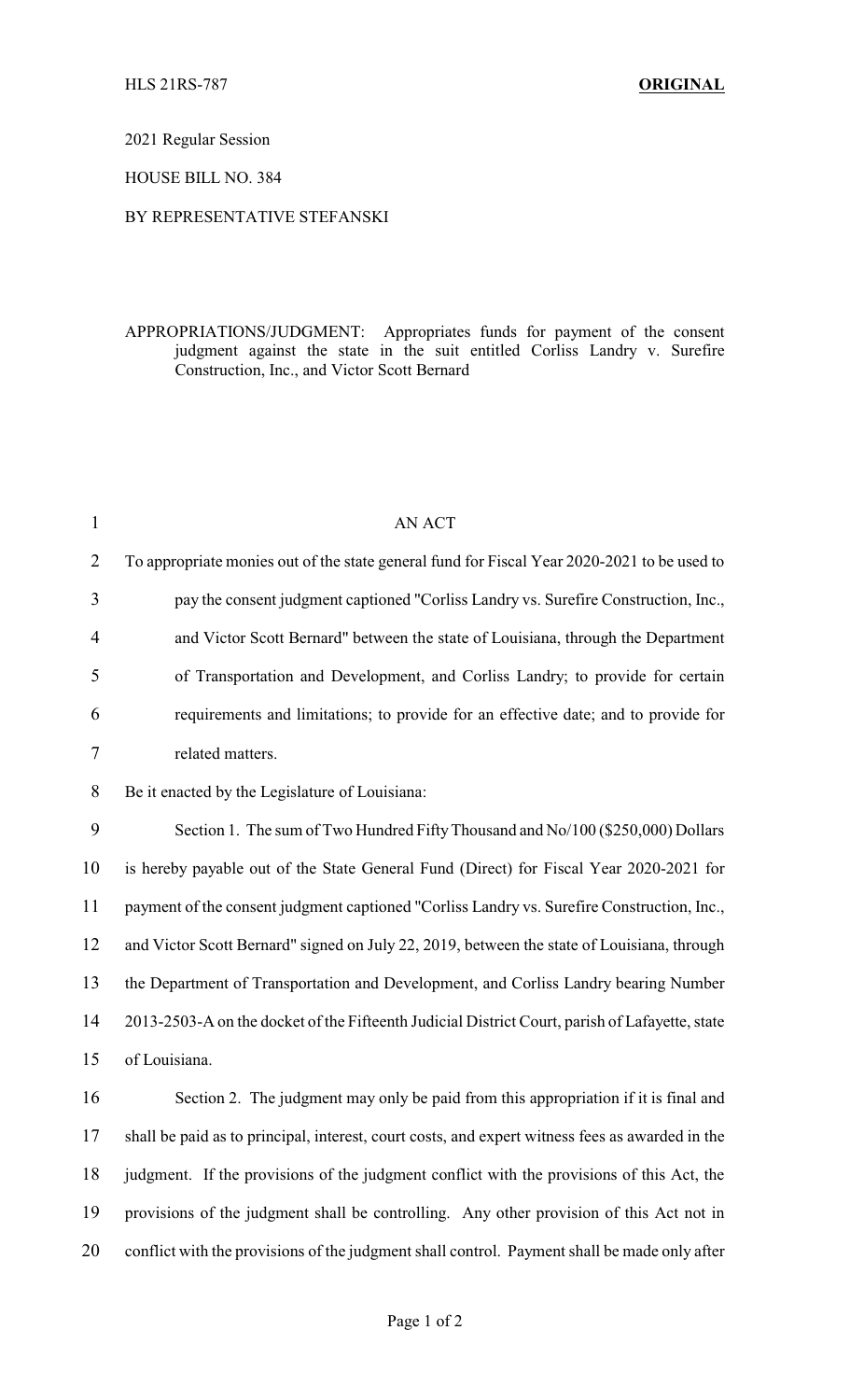HLS 21RS-787 **ORIGINAL**

2021 Regular Session

HOUSE BILL NO. 384

BY REPRESENTATIVE STEFANSKI

APPROPRIATIONS/JUDGMENT: Appropriates funds for payment of the consent judgment against the state in the suit entitled Corliss Landry v. Surefire Construction, Inc., and Victor Scott Bernard

AN ACT

To appropriate monies out of the state general fund for Fiscal Year 2020-2021 to be used to pay the consent judgment captioned "Corliss Landry vs. Surefire Construction, Inc., and Victor Scott Bernard" between the state of Louisiana, through the Department of Transportation and Development, and Corliss Landry; to provide for certain requirements and limitations; to provide for an effective date; and to provide for related matters.

Be it enacted by the Legislature of Louisiana:

Section 1. The sum of Two Hundred Fifty Thousand and No/100 ($250,000) Dollars is hereby payable out of the State General Fund (Direct) for Fiscal Year 2020-2021 for payment of the consent judgment captioned "Corliss Landry vs. Surefire Construction, Inc., and Victor Scott Bernard" signed on July 22, 2019, between the state of Louisiana, through the Department of Transportation and Development, and Corliss Landry bearing Number 2013-2503-A on the docket of the Fifteenth Judicial District Court, parish of Lafayette, state of Louisiana.

Section 2. The judgment may only be paid from this appropriation if it is final and shall be paid as to principal, interest, court costs, and expert witness fees as awarded in the judgment. If the provisions of the judgment conflict with the provisions of this Act, the provisions of the judgment shall be controlling. Any other provision of this Act not in conflict with the provisions of the judgment shall control. Payment shall be made only after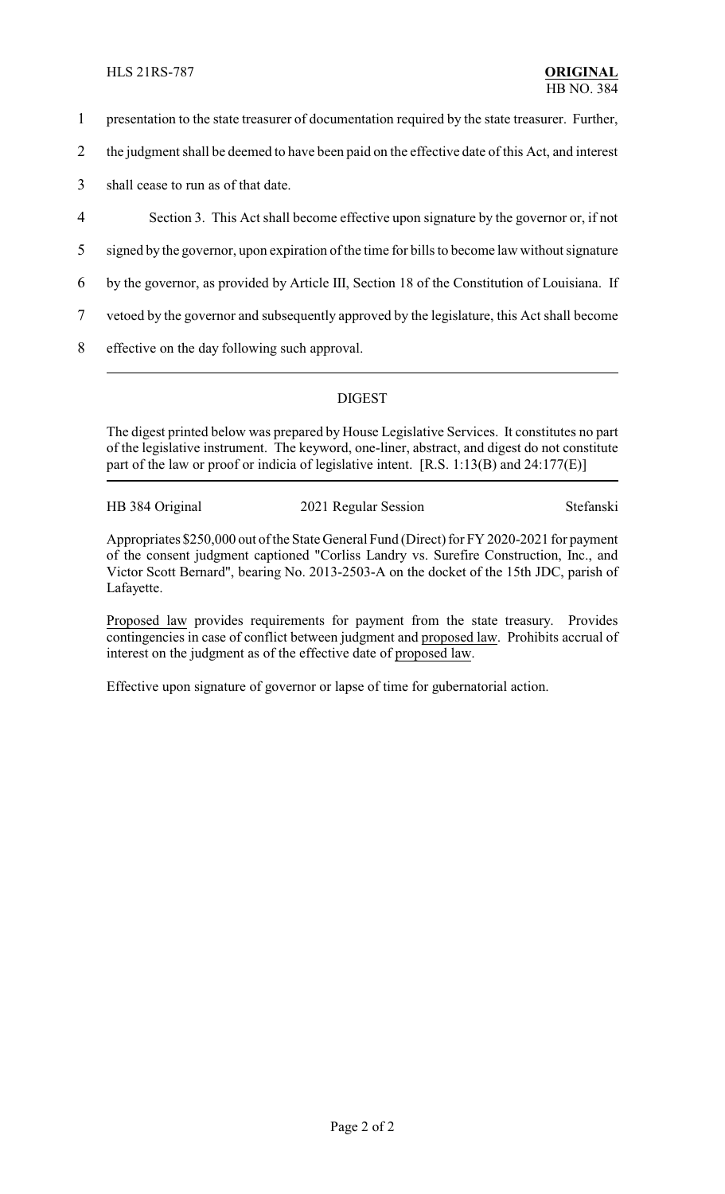presentation to the state treasurer of documentation required by the state treasurer. Further, the judgment shall be deemed to have been paid on the effective date of this Act, and interest shall cease to run as of that date.

Section 3. This Act shall become effective upon signature by the governor or, if not signed by the governor, upon expiration of the time for bills to become law without signature by the governor, as provided by Article III, Section 18 of the Constitution of Louisiana. If vetoed by the governor and subsequently approved by the legislature, this Act shall become effective on the day following such approval.

---

## DIGEST

The digest printed below was prepared by House Legislative Services. It constitutes no part of the legislative instrument. The keyword, one-liner, abstract, and digest do not constitute part of the law or proof or indicia of legislative intent. [R.S. 1:13(B) and 24:177(E)]

HB 384 Original — 2021 Regular Session — Stefanski

Appropriates $250,000 out of the State General Fund (Direct) for FY 2020-2021 for payment of the consent judgment captioned "Corliss Landry vs. Surefire Construction, Inc., and Victor Scott Bernard", bearing No. 2013-2503-A on the docket of the 15th JDC, parish of Lafayette.

Proposed law provides requirements for payment from the state treasury. Provides contingencies in case of conflict between judgment and proposed law. Prohibits accrual of interest on the judgment as of the effective date of proposed law.

Effective upon signature of governor or lapse of time for gubernatorial action.